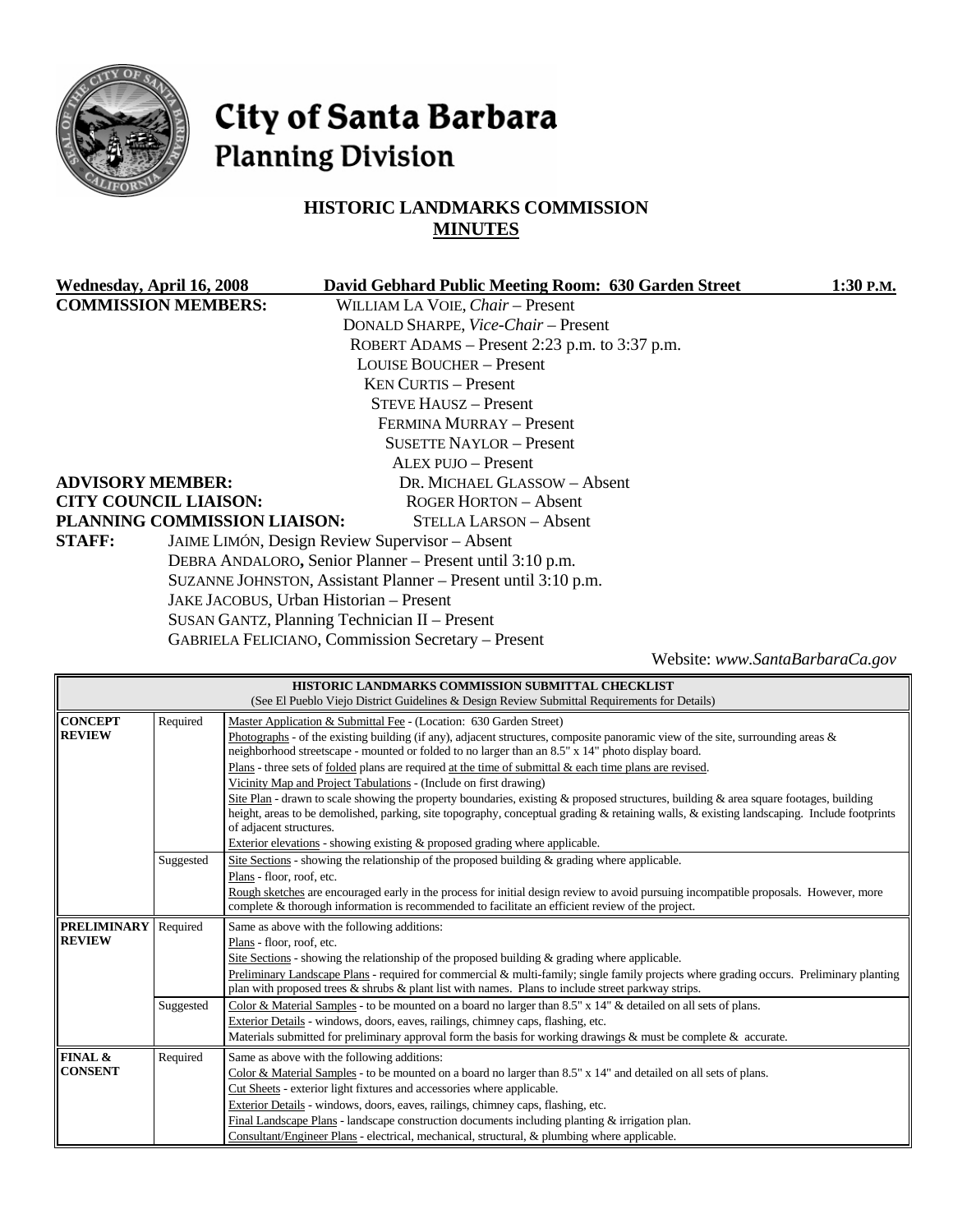# City of Santa Barbara
## Planning Division

### HISTORIC LANDMARKS COMMISSION
### MINUTES

**Wednesday, April 16, 2008** **David Gebhard Public Meeting Room: 630 Garden Street** **1:30 P.M.**

**COMMISSION MEMBERS:**
WILLIAM LA VOIE, *Chair* – Present
DONALD SHARPE, *Vice-Chair* – Present
ROBERT ADAMS – Present 2:23 p.m. to 3:37 p.m.
LOUISE BOUCHER – Present
KEN CURTIS – Present
STEVE HAUSZ – Present
FERMINA MURRAY – Present
SUSETTE NAYLOR – Present
ALEX PUJO – Present

**ADVISORY MEMBER:** DR. MICHAEL GLASSOW – Absent

**CITY COUNCIL LIAISON:** ROGER HORTON – Absent

**PLANNING COMMISSION LIAISON:** STELLA LARSON – Absent

**STAFF:**
JAIME LIMÓN, Design Review Supervisor – Absent
DEBRA ANDALORO, Senior Planner – Present until 3:10 p.m.
SUZANNE JOHNSTON, Assistant Planner – Present until 3:10 p.m.
JAKE JACOBUS, Urban Historian – Present
SUSAN GANTZ, Planning Technician II – Present
GABRIELA FELICIANO, Commission Secretary – Present

Website: *www.SantaBarbaraCa.gov*

| HISTORIC LANDMARKS COMMISSION SUBMITTAL CHECKLIST (See El Pueblo Viejo District Guidelines & Design Review Submittal Requirements for Details) | | |
|---|---|---|
| **CONCEPT REVIEW** | Required | Master Application & Submittal Fee - (Location: 630 Garden Street)<br>Photographs - of the existing building (if any), adjacent structures, composite panoramic view of the site, surrounding areas & neighborhood streetscape - mounted or folded to no larger than an 8.5" x 14" photo display board.<br>Plans - three sets of folded plans are required at the time of submittal & each time plans are revised.<br>Vicinity Map and Project Tabulations - (Include on first drawing)<br>Site Plan - drawn to scale showing the property boundaries, existing & proposed structures, building & area square footages, building height, areas to be demolished, parking, site topography, conceptual grading & retaining walls, & existing landscaping. Include footprints of adjacent structures.<br>Exterior elevations - showing existing & proposed grading where applicable. |
| | Suggested | Site Sections - showing the relationship of the proposed building & grading where applicable.<br>Plans - floor, roof, etc.<br>Rough sketches are encouraged early in the process for initial design review to avoid pursuing incompatible proposals. However, more complete & thorough information is recommended to facilitate an efficient review of the project. |
| **PRELIMINARY REVIEW** | Required | Same as above with the following additions:<br>Plans - floor, roof, etc.<br>Site Sections - showing the relationship of the proposed building & grading where applicable.<br>Preliminary Landscape Plans - required for commercial & multi-family; single family projects where grading occurs. Preliminary planting plan with proposed trees & shrubs & plant list with names. Plans to include street parkway strips. |
| | Suggested | Color & Material Samples - to be mounted on a board no larger than 8.5" x 14" & detailed on all sets of plans.<br>Exterior Details - windows, doors, eaves, railings, chimney caps, flashing, etc.<br>Materials submitted for preliminary approval form the basis for working drawings & must be complete & accurate. |
| **FINAL & CONSENT** | Required | Same as above with the following additions:<br>Color & Material Samples - to be mounted on a board no larger than 8.5" x 14" and detailed on all sets of plans.<br>Cut Sheets - exterior light fixtures and accessories where applicable.<br>Exterior Details - windows, doors, eaves, railings, chimney caps, flashing, etc.<br>Final Landscape Plans - landscape construction documents including planting & irrigation plan.<br>Consultant/Engineer Plans - electrical, mechanical, structural, & plumbing where applicable. |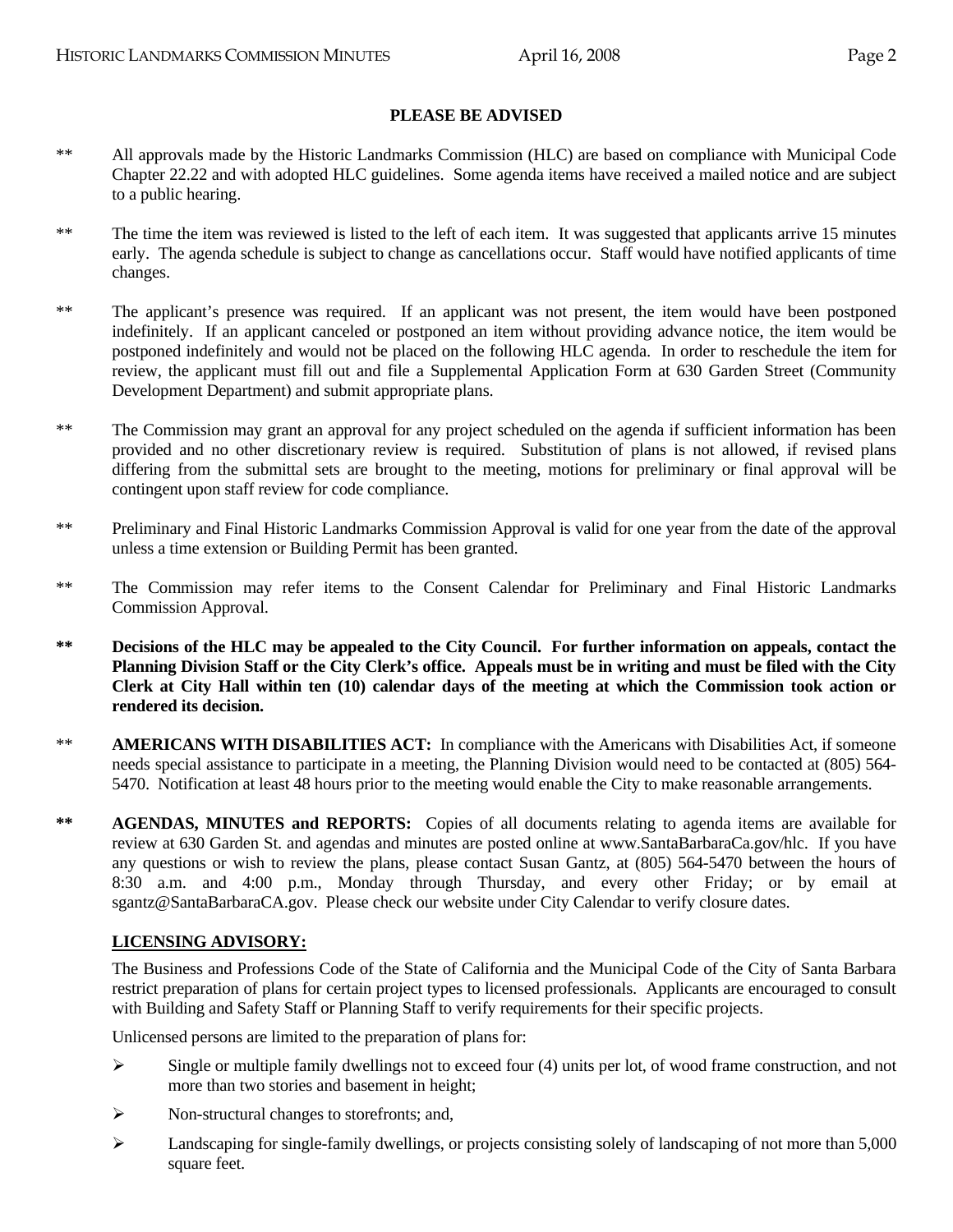**PLEASE BE ADVISED**

** All approvals made by the Historic Landmarks Commission (HLC) are based on compliance with Municipal Code Chapter 22.22 and with adopted HLC guidelines. Some agenda items have received a mailed notice and are subject to a public hearing.

** The time the item was reviewed is listed to the left of each item. It was suggested that applicants arrive 15 minutes early. The agenda schedule is subject to change as cancellations occur. Staff would have notified applicants of time changes.

** The applicant's presence was required. If an applicant was not present, the item would have been postponed indefinitely. If an applicant canceled or postponed an item without providing advance notice, the item would be postponed indefinitely and would not be placed on the following HLC agenda. In order to reschedule the item for review, the applicant must fill out and file a Supplemental Application Form at 630 Garden Street (Community Development Department) and submit appropriate plans.

** The Commission may grant an approval for any project scheduled on the agenda if sufficient information has been provided and no other discretionary review is required. Substitution of plans is not allowed, if revised plans differing from the submittal sets are brought to the meeting, motions for preliminary or final approval will be contingent upon staff review for code compliance.

** Preliminary and Final Historic Landmarks Commission Approval is valid for one year from the date of the approval unless a time extension or Building Permit has been granted.

** The Commission may refer items to the Consent Calendar for Preliminary and Final Historic Landmarks Commission Approval.

**** Decisions of the HLC may be appealed to the City Council. For further information on appeals, contact the Planning Division Staff or the City Clerk's office. Appeals must be in writing and must be filed with the City Clerk at City Hall within ten (10) calendar days of the meeting at which the Commission took action or rendered its decision.**

** **AMERICANS WITH DISABILITIES ACT:** In compliance with the Americans with Disabilities Act, if someone needs special assistance to participate in a meeting, the Planning Division would need to be contacted at (805) 564-5470. Notification at least 48 hours prior to the meeting would enable the City to make reasonable arrangements.

**** AGENDAS, MINUTES and REPORTS:** Copies of all documents relating to agenda items are available for review at 630 Garden St. and agendas and minutes are posted online at www.SantaBarbaraCa.gov/hlc. If you have any questions or wish to review the plans, please contact Susan Gantz, at (805) 564-5470 between the hours of 8:30 a.m. and 4:00 p.m., Monday through Thursday, and every other Friday; or by email at sgantz@SantaBarbaraCA.gov. Please check our website under City Calendar to verify closure dates.

**LICENSING ADVISORY:**

The Business and Professions Code of the State of California and the Municipal Code of the City of Santa Barbara restrict preparation of plans for certain project types to licensed professionals. Applicants are encouraged to consult with Building and Safety Staff or Planning Staff to verify requirements for their specific projects.

Unlicensed persons are limited to the preparation of plans for:

- Single or multiple family dwellings not to exceed four (4) units per lot, of wood frame construction, and not more than two stories and basement in height;
- Non-structural changes to storefronts; and,
- Landscaping for single-family dwellings, or projects consisting solely of landscaping of not more than 5,000 square feet.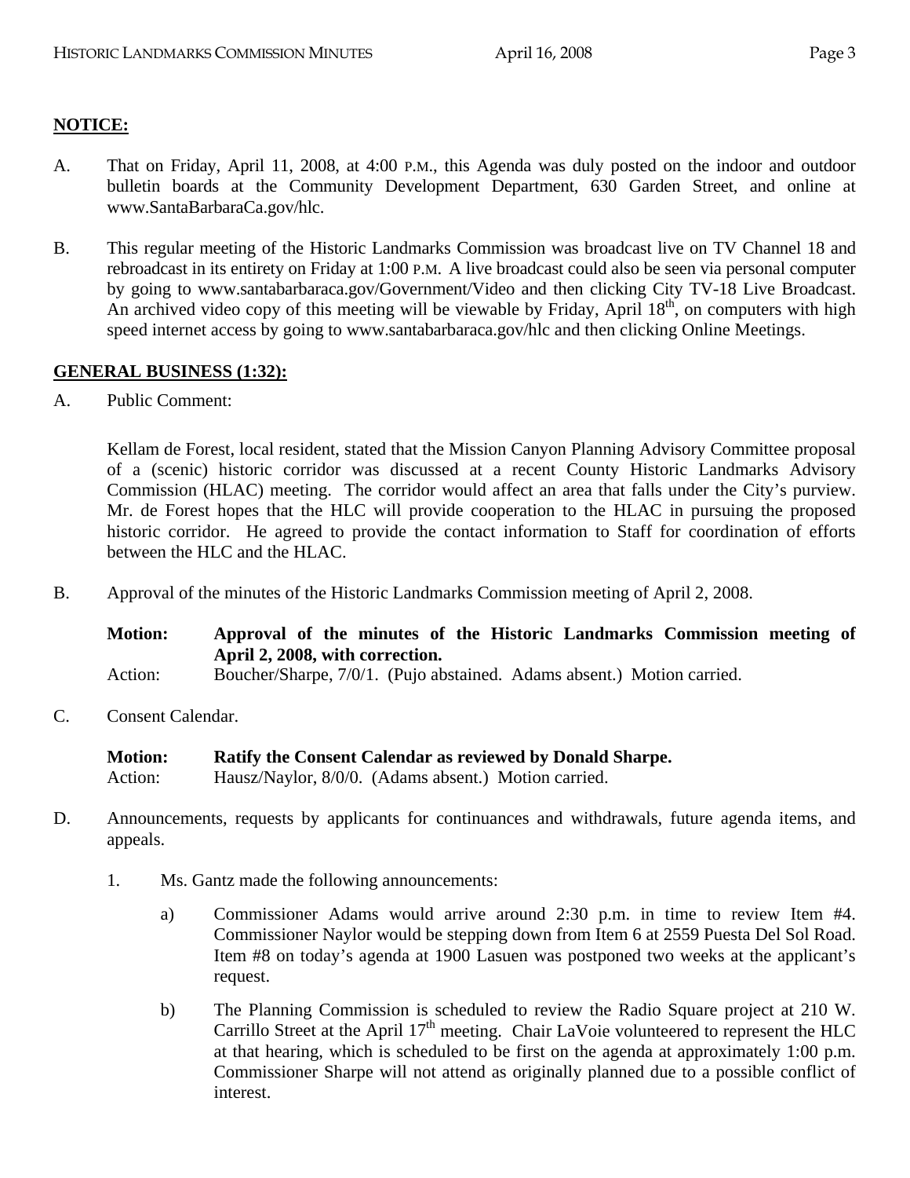## NOTICE:

A. That on Friday, April 11, 2008, at 4:00 P.M., this Agenda was duly posted on the indoor and outdoor bulletin boards at the Community Development Department, 630 Garden Street, and online at www.SantaBarbaraCa.gov/hlc.

B. This regular meeting of the Historic Landmarks Commission was broadcast live on TV Channel 18 and rebroadcast in its entirety on Friday at 1:00 P.M. A live broadcast could also be seen via personal computer by going to www.santabarbaraca.gov/Government/Video and then clicking City TV-18 Live Broadcast. An archived video copy of this meeting will be viewable by Friday, April 18th, on computers with high speed internet access by going to www.santabarbaraca.gov/hlc and then clicking Online Meetings.

## GENERAL BUSINESS (1:32):

A. Public Comment:

Kellam de Forest, local resident, stated that the Mission Canyon Planning Advisory Committee proposal of a (scenic) historic corridor was discussed at a recent County Historic Landmarks Advisory Commission (HLAC) meeting. The corridor would affect an area that falls under the City's purview. Mr. de Forest hopes that the HLC will provide cooperation to the HLAC in pursuing the proposed historic corridor. He agreed to provide the contact information to Staff for coordination of efforts between the HLC and the HLAC.

B. Approval of the minutes of the Historic Landmarks Commission meeting of April 2, 2008.

**Motion: Approval of the minutes of the Historic Landmarks Commission meeting of April 2, 2008, with correction.**
Action: Boucher/Sharpe, 7/0/1. (Pujo abstained. Adams absent.) Motion carried.

C. Consent Calendar.

**Motion: Ratify the Consent Calendar as reviewed by Donald Sharpe.**
Action: Hausz/Naylor, 8/0/0. (Adams absent.) Motion carried.

D. Announcements, requests by applicants for continuances and withdrawals, future agenda items, and appeals.

1. Ms. Gantz made the following announcements:

   a) Commissioner Adams would arrive around 2:30 p.m. in time to review Item #4. Commissioner Naylor would be stepping down from Item 6 at 2559 Puesta Del Sol Road. Item #8 on today's agenda at 1900 Lasuen was postponed two weeks at the applicant's request.

   b) The Planning Commission is scheduled to review the Radio Square project at 210 W. Carrillo Street at the April 17th meeting. Chair LaVoie volunteered to represent the HLC at that hearing, which is scheduled to be first on the agenda at approximately 1:00 p.m. Commissioner Sharpe will not attend as originally planned due to a possible conflict of interest.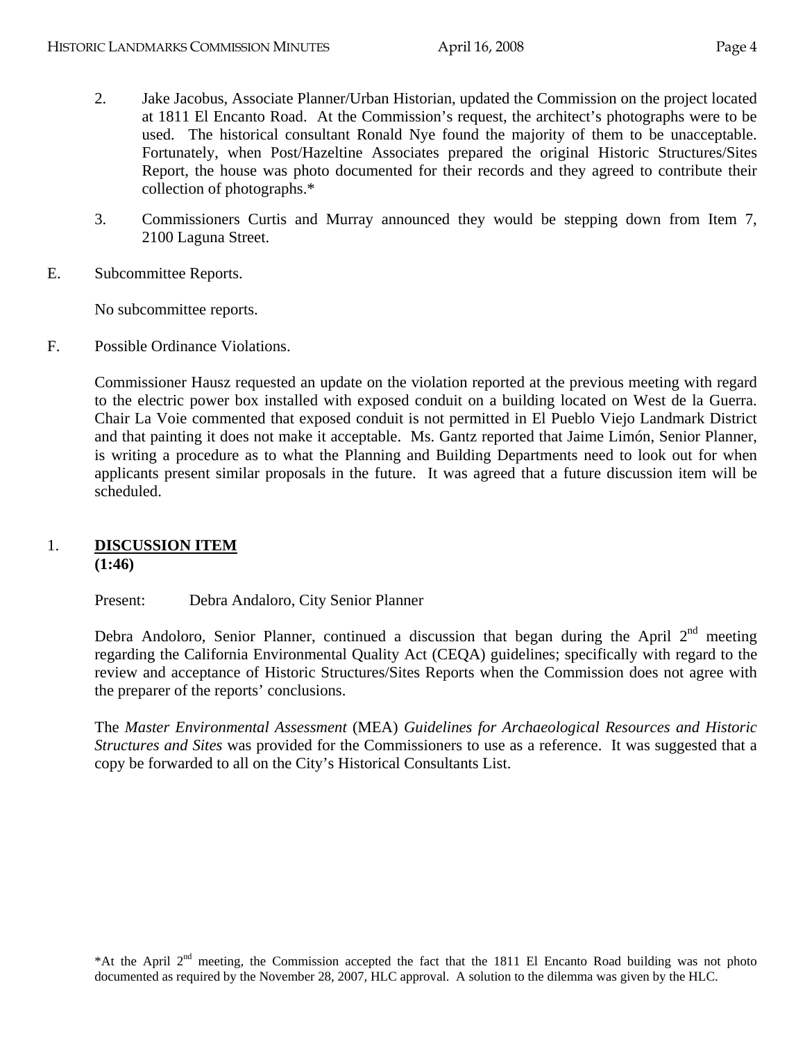2. Jake Jacobus, Associate Planner/Urban Historian, updated the Commission on the project located at 1811 El Encanto Road. At the Commission's request, the architect's photographs were to be used. The historical consultant Ronald Nye found the majority of them to be unacceptable. Fortunately, when Post/Hazeltine Associates prepared the original Historic Structures/Sites Report, the house was photo documented for their records and they agreed to contribute their collection of photographs.*

3. Commissioners Curtis and Murray announced they would be stepping down from Item 7, 2100 Laguna Street.

E. Subcommittee Reports.

No subcommittee reports.

F. Possible Ordinance Violations.

Commissioner Hausz requested an update on the violation reported at the previous meeting with regard to the electric power box installed with exposed conduit on a building located on West de la Guerra. Chair La Voie commented that exposed conduit is not permitted in El Pueblo Viejo Landmark District and that painting it does not make it acceptable. Ms. Gantz reported that Jaime Limón, Senior Planner, is writing a procedure as to what the Planning and Building Departments need to look out for when applicants present similar proposals in the future. It was agreed that a future discussion item will be scheduled.

## 1. **DISCUSSION ITEM**
**(1:46)**

Present: Debra Andaloro, City Senior Planner

Debra Andoloro, Senior Planner, continued a discussion that began during the April 2nd meeting regarding the California Environmental Quality Act (CEQA) guidelines; specifically with regard to the review and acceptance of Historic Structures/Sites Reports when the Commission does not agree with the preparer of the reports' conclusions.

The *Master Environmental Assessment* (MEA) *Guidelines for Archaeological Resources and Historic Structures and Sites* was provided for the Commissioners to use as a reference. It was suggested that a copy be forwarded to all on the City's Historical Consultants List.

*At the April 2nd meeting, the Commission accepted the fact that the 1811 El Encanto Road building was not photo documented as required by the November 28, 2007, HLC approval. A solution to the dilemma was given by the HLC.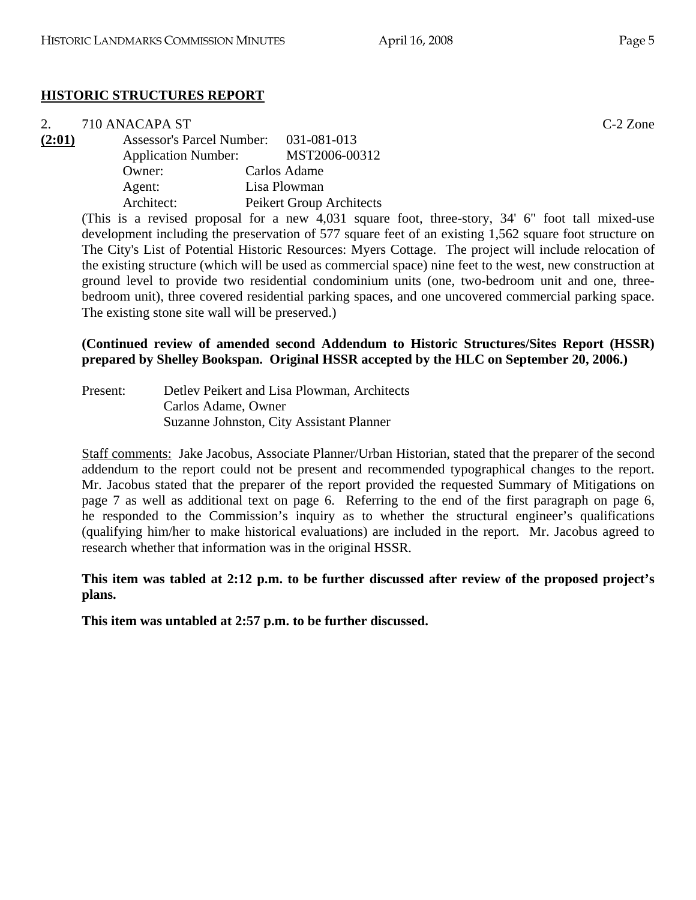## HISTORIC STRUCTURES REPORT

2. 710 ANACAPA ST C-2 Zone

**(2:01)** Assessor's Parcel Number: 031-081-013
Application Number: MST2006-00312
Owner: Carlos Adame
Agent: Lisa Plowman
Architect: Peikert Group Architects

(This is a revised proposal for a new 4,031 square foot, three-story, 34' 6" foot tall mixed-use development including the preservation of 577 square feet of an existing 1,562 square foot structure on The City's List of Potential Historic Resources: Myers Cottage. The project will include relocation of the existing structure (which will be used as commercial space) nine feet to the west, new construction at ground level to provide two residential condominium units (one, two-bedroom unit and one, three-bedroom unit), three covered residential parking spaces, and one uncovered commercial parking space. The existing stone site wall will be preserved.)

**(Continued review of amended second Addendum to Historic Structures/Sites Report (HSSR) prepared by Shelley Bookspan. Original HSSR accepted by the HLC on September 20, 2006.)**

Present: Detlev Peikert and Lisa Plowman, Architects
Carlos Adame, Owner
Suzanne Johnston, City Assistant Planner

Staff comments: Jake Jacobus, Associate Planner/Urban Historian, stated that the preparer of the second addendum to the report could not be present and recommended typographical changes to the report. Mr. Jacobus stated that the preparer of the report provided the requested Summary of Mitigations on page 7 as well as additional text on page 6. Referring to the end of the first paragraph on page 6, he responded to the Commission's inquiry as to whether the structural engineer's qualifications (qualifying him/her to make historical evaluations) are included in the report. Mr. Jacobus agreed to research whether that information was in the original HSSR.

**This item was tabled at 2:12 p.m. to be further discussed after review of the proposed project's plans.**

**This item was untabled at 2:57 p.m. to be further discussed.**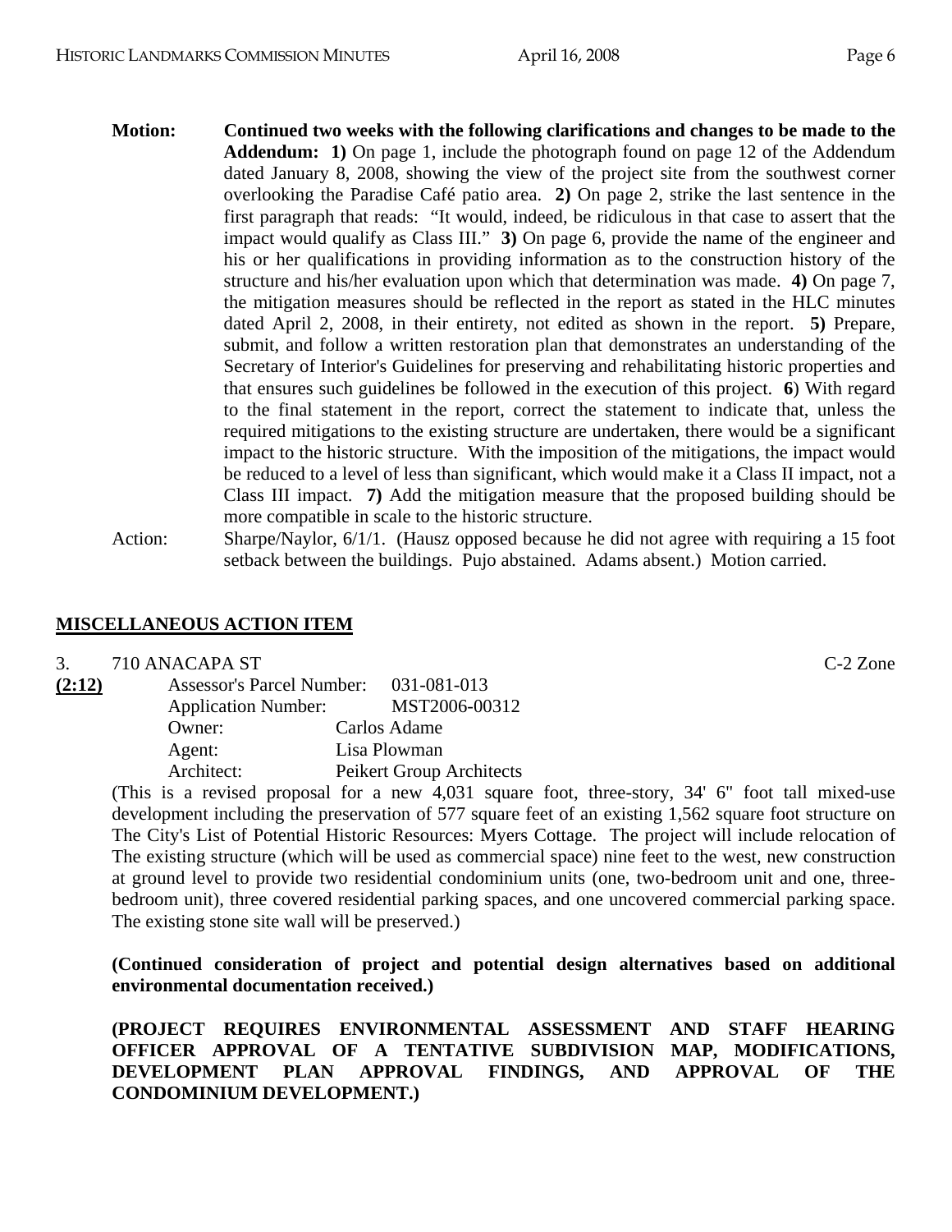**Motion:** **Continued two weeks with the following clarifications and changes to be made to the Addendum: 1)** On page 1, include the photograph found on page 12 of the Addendum dated January 8, 2008, showing the view of the project site from the southwest corner overlooking the Paradise Café patio area. **2)** On page 2, strike the last sentence in the first paragraph that reads: "It would, indeed, be ridiculous in that case to assert that the impact would qualify as Class III." **3)** On page 6, provide the name of the engineer and his or her qualifications in providing information as to the construction history of the structure and his/her evaluation upon which that determination was made. **4)** On page 7, the mitigation measures should be reflected in the report as stated in the HLC minutes dated April 2, 2008, in their entirety, not edited as shown in the report. **5)** Prepare, submit, and follow a written restoration plan that demonstrates an understanding of the Secretary of Interior's Guidelines for preserving and rehabilitating historic properties and that ensures such guidelines be followed in the execution of this project. **6**) With regard to the final statement in the report, correct the statement to indicate that, unless the required mitigations to the existing structure are undertaken, there would be a significant impact to the historic structure. With the imposition of the mitigations, the impact would be reduced to a level of less than significant, which would make it a Class II impact, not a Class III impact. **7)** Add the mitigation measure that the proposed building should be more compatible in scale to the historic structure.

Action: Sharpe/Naylor, 6/1/1. (Hausz opposed because he did not agree with requiring a 15 foot setback between the buildings. Pujo abstained. Adams absent.) Motion carried.

## MISCELLANEOUS ACTION ITEM

3. 710 ANACAPA ST C-2 Zone

**(2:12)**

Assessor's Parcel Number: 031-081-013
Application Number: MST2006-00312
Owner: Carlos Adame
Agent: Lisa Plowman
Architect: Peikert Group Architects

(This is a revised proposal for a new 4,031 square foot, three-story, 34' 6" foot tall mixed-use development including the preservation of 577 square feet of an existing 1,562 square foot structure on The City's List of Potential Historic Resources: Myers Cottage. The project will include relocation of The existing structure (which will be used as commercial space) nine feet to the west, new construction at ground level to provide two residential condominium units (one, two-bedroom unit and one, three-bedroom unit), three covered residential parking spaces, and one uncovered commercial parking space. The existing stone site wall will be preserved.)

**(Continued consideration of project and potential design alternatives based on additional environmental documentation received.)**

**(PROJECT REQUIRES ENVIRONMENTAL ASSESSMENT AND STAFF HEARING OFFICER APPROVAL OF A TENTATIVE SUBDIVISION MAP, MODIFICATIONS, DEVELOPMENT PLAN APPROVAL FINDINGS, AND APPROVAL OF THE CONDOMINIUM DEVELOPMENT.)**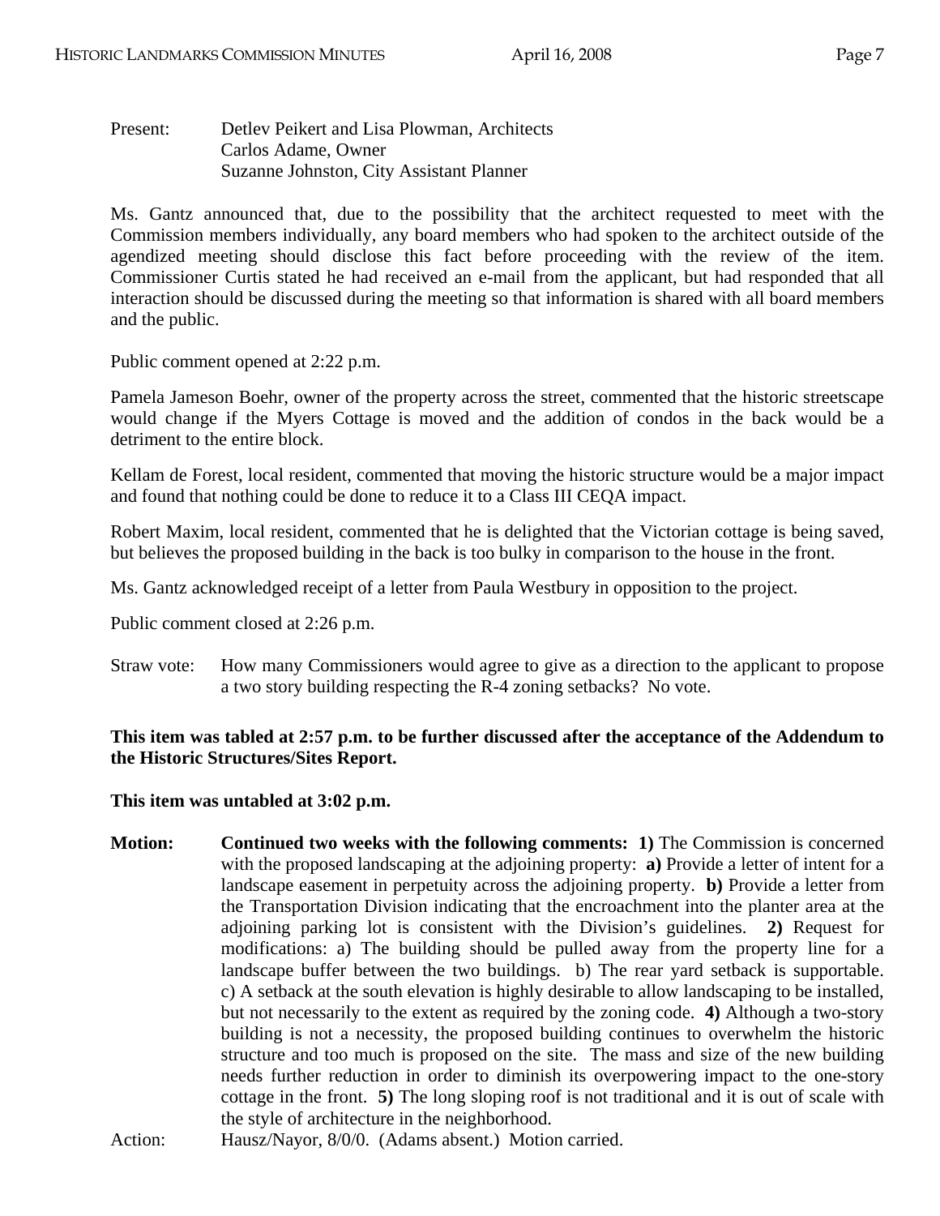Present: Detlev Peikert and Lisa Plowman, Architects
Carlos Adame, Owner
Suzanne Johnston, City Assistant Planner

Ms. Gantz announced that, due to the possibility that the architect requested to meet with the Commission members individually, any board members who had spoken to the architect outside of the agendized meeting should disclose this fact before proceeding with the review of the item. Commissioner Curtis stated he had received an e-mail from the applicant, but had responded that all interaction should be discussed during the meeting so that information is shared with all board members and the public.

Public comment opened at 2:22 p.m.

Pamela Jameson Boehr, owner of the property across the street, commented that the historic streetscape would change if the Myers Cottage is moved and the addition of condos in the back would be a detriment to the entire block.

Kellam de Forest, local resident, commented that moving the historic structure would be a major impact and found that nothing could be done to reduce it to a Class III CEQA impact.

Robert Maxim, local resident, commented that he is delighted that the Victorian cottage is being saved, but believes the proposed building in the back is too bulky in comparison to the house in the front.

Ms. Gantz acknowledged receipt of a letter from Paula Westbury in opposition to the project.

Public comment closed at 2:26 p.m.

Straw vote: How many Commissioners would agree to give as a direction to the applicant to propose a two story building respecting the R-4 zoning setbacks? No vote.

**This item was tabled at 2:57 p.m. to be further discussed after the acceptance of the Addendum to the Historic Structures/Sites Report.**

**This item was untabled at 3:02 p.m.**

**Motion: Continued two weeks with the following comments: 1)** The Commission is concerned with the proposed landscaping at the adjoining property: **a)** Provide a letter of intent for a landscape easement in perpetuity across the adjoining property. **b)** Provide a letter from the Transportation Division indicating that the encroachment into the planter area at the adjoining parking lot is consistent with the Division's guidelines. **2)** Request for modifications: a) The building should be pulled away from the property line for a landscape buffer between the two buildings. b) The rear yard setback is supportable. c) A setback at the south elevation is highly desirable to allow landscaping to be installed, but not necessarily to the extent as required by the zoning code. **4)** Although a two-story building is not a necessity, the proposed building continues to overwhelm the historic structure and too much is proposed on the site. The mass and size of the new building needs further reduction in order to diminish its overpowering impact to the one-story cottage in the front. **5)** The long sloping roof is not traditional and it is out of scale with the style of architecture in the neighborhood.

Action: Hausz/Nayor, 8/0/0. (Adams absent.) Motion carried.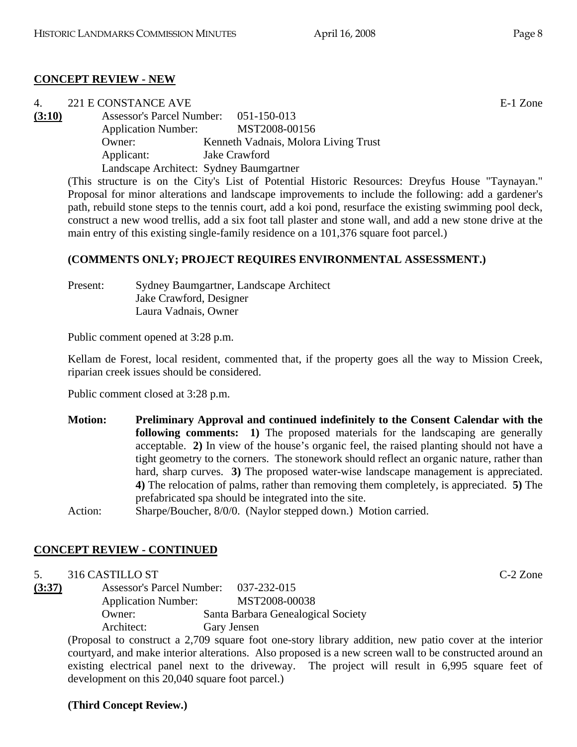**CONCEPT REVIEW - NEW**

4. 221 E CONSTANCE AVE E-1 Zone

**(3:10)** Assessor's Parcel Number: 051-150-013
Application Number: MST2008-00156
Owner: Kenneth Vadnais, Molora Living Trust
Applicant: Jake Crawford
Landscape Architect: Sydney Baumgartner

(This structure is on the City's List of Potential Historic Resources: Dreyfus House "Taynayan." Proposal for minor alterations and landscape improvements to include the following: add a gardener's path, rebuild stone steps to the tennis court, add a koi pond, resurface the existing swimming pool deck, construct a new wood trellis, add a six foot tall plaster and stone wall, and add a new stone drive at the main entry of this existing single-family residence on a 101,376 square foot parcel.)

**(COMMENTS ONLY; PROJECT REQUIRES ENVIRONMENTAL ASSESSMENT.)**

Present: Sydney Baumgartner, Landscape Architect
Jake Crawford, Designer
Laura Vadnais, Owner

Public comment opened at 3:28 p.m.

Kellam de Forest, local resident, commented that, if the property goes all the way to Mission Creek, riparian creek issues should be considered.

Public comment closed at 3:28 p.m.

**Motion:** **Preliminary Approval and continued indefinitely to the Consent Calendar with the following comments: 1)** The proposed materials for the landscaping are generally acceptable. **2)** In view of the house's organic feel, the raised planting should not have a tight geometry to the corners. The stonework should reflect an organic nature, rather than hard, sharp curves. **3)** The proposed water-wise landscape management is appreciated. **4)** The relocation of palms, rather than removing them completely, is appreciated. **5)** The prefabricated spa should be integrated into the site.

Action: Sharpe/Boucher, 8/0/0. (Naylor stepped down.) Motion carried.

**CONCEPT REVIEW - CONTINUED**

5. 316 CASTILLO ST C-2 Zone

**(3:37)** Assessor's Parcel Number: 037-232-015
Application Number: MST2008-00038
Owner: Santa Barbara Genealogical Society
Architect: Gary Jensen

(Proposal to construct a 2,709 square foot one-story library addition, new patio cover at the interior courtyard, and make interior alterations. Also proposed is a new screen wall to be constructed around an existing electrical panel next to the driveway. The project will result in 6,995 square feet of development on this 20,040 square foot parcel.)

**(Third Concept Review.)**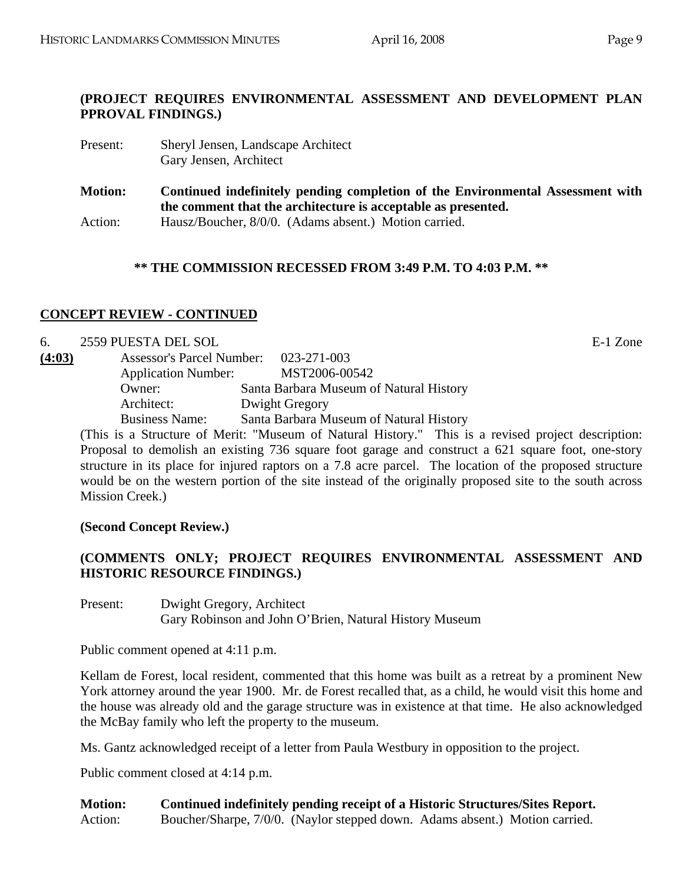**(PROJECT REQUIRES ENVIRONMENTAL ASSESSMENT AND DEVELOPMENT PLAN PPROVAL FINDINGS.)**

Present: Sheryl Jensen, Landscape Architect
Gary Jensen, Architect

**Motion: Continued indefinitely pending completion of the Environmental Assessment with the comment that the architecture is acceptable as presented.**
Action: Hausz/Boucher, 8/0/0. (Adams absent.) Motion carried.

**\*\* THE COMMISSION RECESSED FROM 3:49 P.M. TO 4:03 P.M. \*\***

## CONCEPT REVIEW - CONTINUED

6. 2559 PUESTA DEL SOL E-1 Zone

**(4:03)** Assessor's Parcel Number: 023-271-003
Application Number: MST2006-00542
Owner: Santa Barbara Museum of Natural History
Architect: Dwight Gregory
Business Name: Santa Barbara Museum of Natural History

(This is a Structure of Merit: "Museum of Natural History." This is a revised project description: Proposal to demolish an existing 736 square foot garage and construct a 621 square foot, one-story structure in its place for injured raptors on a 7.8 acre parcel. The location of the proposed structure would be on the western portion of the site instead of the originally proposed site to the south across Mission Creek.)

**(Second Concept Review.)**

**(COMMENTS ONLY; PROJECT REQUIRES ENVIRONMENTAL ASSESSMENT AND HISTORIC RESOURCE FINDINGS.)**

Present: Dwight Gregory, Architect
Gary Robinson and John O'Brien, Natural History Museum

Public comment opened at 4:11 p.m.

Kellam de Forest, local resident, commented that this home was built as a retreat by a prominent New York attorney around the year 1900. Mr. de Forest recalled that, as a child, he would visit this home and the house was already old and the garage structure was in existence at that time. He also acknowledged the McBay family who left the property to the museum.

Ms. Gantz acknowledged receipt of a letter from Paula Westbury in opposition to the project.

Public comment closed at 4:14 p.m.

**Motion: Continued indefinitely pending receipt of a Historic Structures/Sites Report.**
Action: Boucher/Sharpe, 7/0/0. (Naylor stepped down. Adams absent.) Motion carried.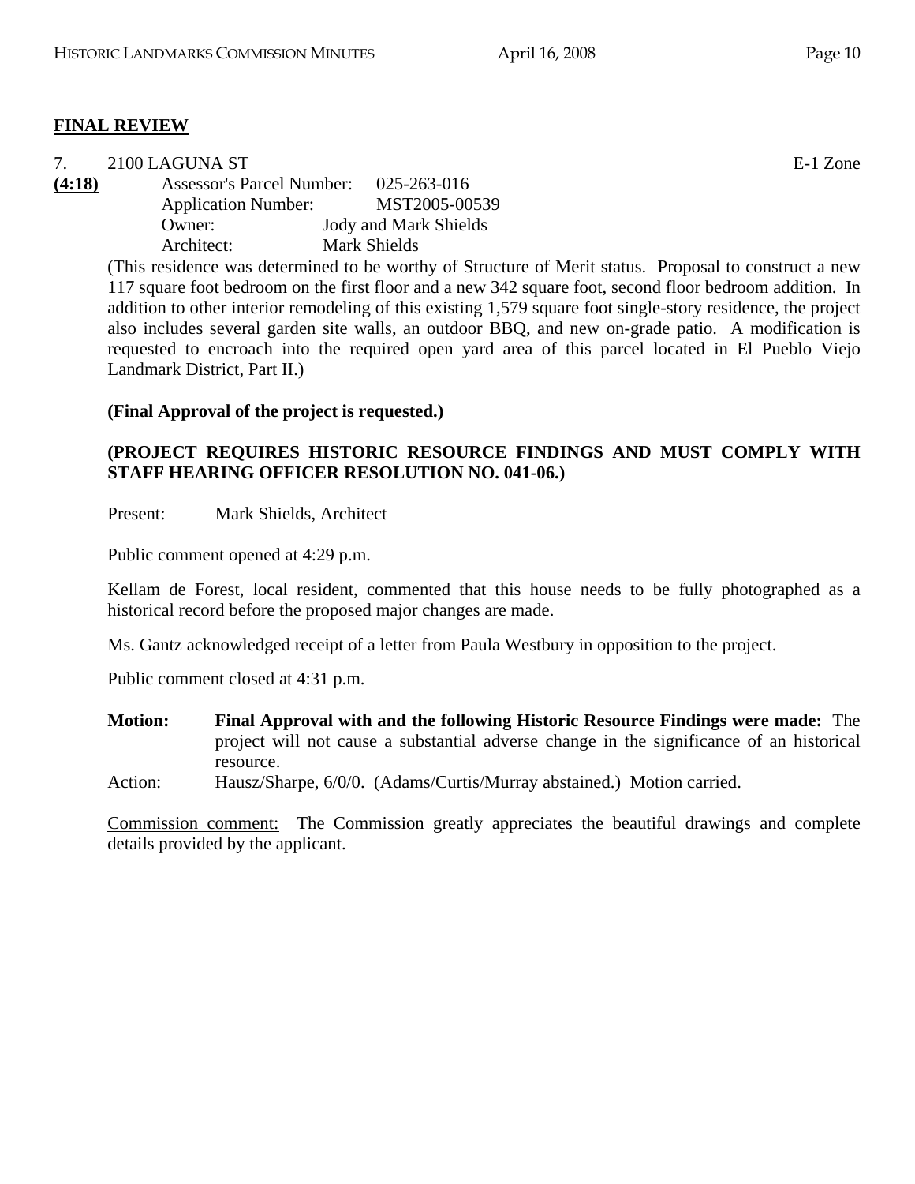## FINAL REVIEW

7. 2100 LAGUNA ST E-1 Zone

**(4:18)** Assessor's Parcel Number: 025-263-016
Application Number: MST2005-00539
Owner: Jody and Mark Shields
Architect: Mark Shields

(This residence was determined to be worthy of Structure of Merit status. Proposal to construct a new 117 square foot bedroom on the first floor and a new 342 square foot, second floor bedroom addition. In addition to other interior remodeling of this existing 1,579 square foot single-story residence, the project also includes several garden site walls, an outdoor BBQ, and new on-grade patio. A modification is requested to encroach into the required open yard area of this parcel located in El Pueblo Viejo Landmark District, Part II.)

**(Final Approval of the project is requested.)**

**(PROJECT REQUIRES HISTORIC RESOURCE FINDINGS AND MUST COMPLY WITH STAFF HEARING OFFICER RESOLUTION NO. 041-06.)**

Present: Mark Shields, Architect

Public comment opened at 4:29 p.m.

Kellam de Forest, local resident, commented that this house needs to be fully photographed as a historical record before the proposed major changes are made.

Ms. Gantz acknowledged receipt of a letter from Paula Westbury in opposition to the project.

Public comment closed at 4:31 p.m.

**Motion:** **Final Approval with and the following Historic Resource Findings were made:** The project will not cause a substantial adverse change in the significance of an historical resource.

Action: Hausz/Sharpe, 6/0/0. (Adams/Curtis/Murray abstained.) Motion carried.

Commission comment: The Commission greatly appreciates the beautiful drawings and complete details provided by the applicant.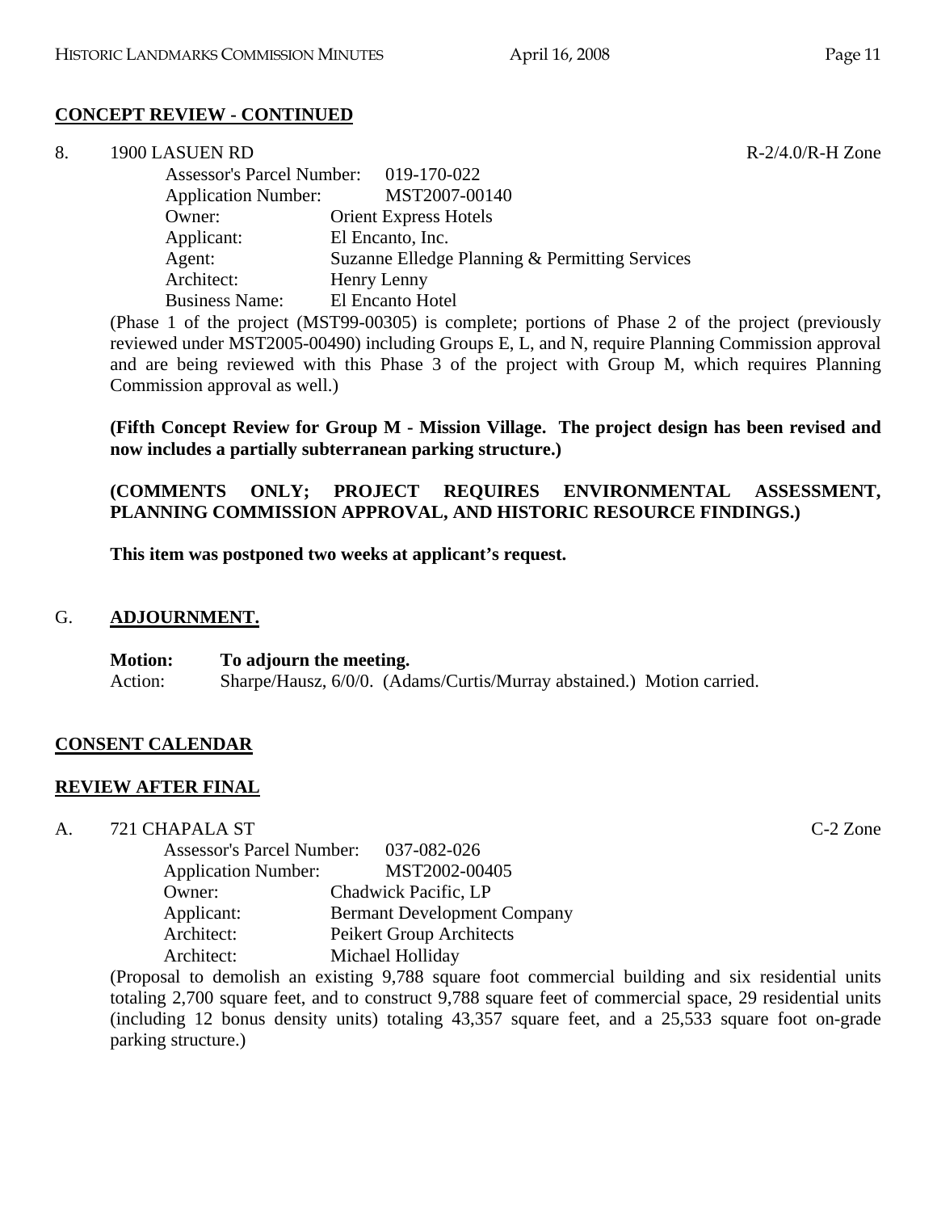**CONCEPT REVIEW - CONTINUED**

8. 1900 LASUEN RD R-2/4.0/R-H Zone

Assessor's Parcel Number: 019-170-022
Application Number: MST2007-00140
Owner: Orient Express Hotels
Applicant: El Encanto, Inc.
Agent: Suzanne Elledge Planning & Permitting Services
Architect: Henry Lenny
Business Name: El Encanto Hotel

(Phase 1 of the project (MST99-00305) is complete; portions of Phase 2 of the project (previously reviewed under MST2005-00490) including Groups E, L, and N, require Planning Commission approval and are being reviewed with this Phase 3 of the project with Group M, which requires Planning Commission approval as well.)

**(Fifth Concept Review for Group M - Mission Village. The project design has been revised and now includes a partially subterranean parking structure.)**

**(COMMENTS ONLY; PROJECT REQUIRES ENVIRONMENTAL ASSESSMENT, PLANNING COMMISSION APPROVAL, AND HISTORIC RESOURCE FINDINGS.)**

**This item was postponed two weeks at applicant's request.**

G. **ADJOURNMENT.**

**Motion: To adjourn the meeting.**
Action: Sharpe/Hausz, 6/0/0. (Adams/Curtis/Murray abstained.) Motion carried.

**CONSENT CALENDAR**

**REVIEW AFTER FINAL**

A. 721 CHAPALA ST C-2 Zone

Assessor's Parcel Number: 037-082-026
Application Number: MST2002-00405
Owner: Chadwick Pacific, LP
Applicant: Bermant Development Company
Architect: Peikert Group Architects
Architect: Michael Holliday

(Proposal to demolish an existing 9,788 square foot commercial building and six residential units totaling 2,700 square feet, and to construct 9,788 square feet of commercial space, 29 residential units (including 12 bonus density units) totaling 43,357 square feet, and a 25,533 square foot on-grade parking structure.)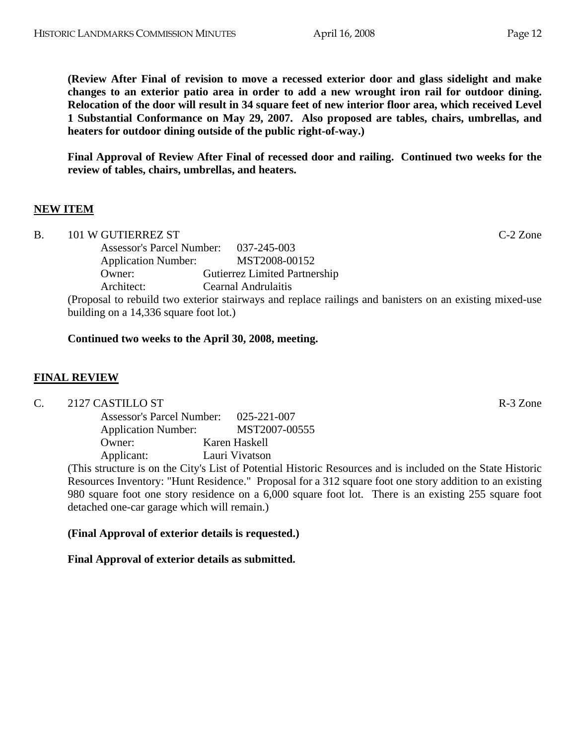**(Review After Final of revision to move a recessed exterior door and glass sidelight and make changes to an exterior patio area in order to add a new wrought iron rail for outdoor dining. Relocation of the door will result in 34 square feet of new interior floor area, which received Level 1 Substantial Conformance on May 29, 2007. Also proposed are tables, chairs, umbrellas, and heaters for outdoor dining outside of the public right-of-way.)**

**Final Approval of Review After Final of recessed door and railing. Continued two weeks for the review of tables, chairs, umbrellas, and heaters.**

## NEW ITEM

B. 101 W GUTIERREZ ST — C-2 Zone

Assessor's Parcel Number: 037-245-003
Application Number: MST2008-00152
Owner: Gutierrez Limited Partnership
Architect: Cearnal Andrulaitis

(Proposal to rebuild two exterior stairways and replace railings and banisters on an existing mixed-use building on a 14,336 square foot lot.)

**Continued two weeks to the April 30, 2008, meeting.**

## FINAL REVIEW

C. 2127 CASTILLO ST — R-3 Zone

Assessor's Parcel Number: 025-221-007
Application Number: MST2007-00555
Owner: Karen Haskell
Applicant: Lauri Vivatson

(This structure is on the City's List of Potential Historic Resources and is included on the State Historic Resources Inventory: "Hunt Residence." Proposal for a 312 square foot one story addition to an existing 980 square foot one story residence on a 6,000 square foot lot. There is an existing 255 square foot detached one-car garage which will remain.)

**(Final Approval of exterior details is requested.)**

**Final Approval of exterior details as submitted.**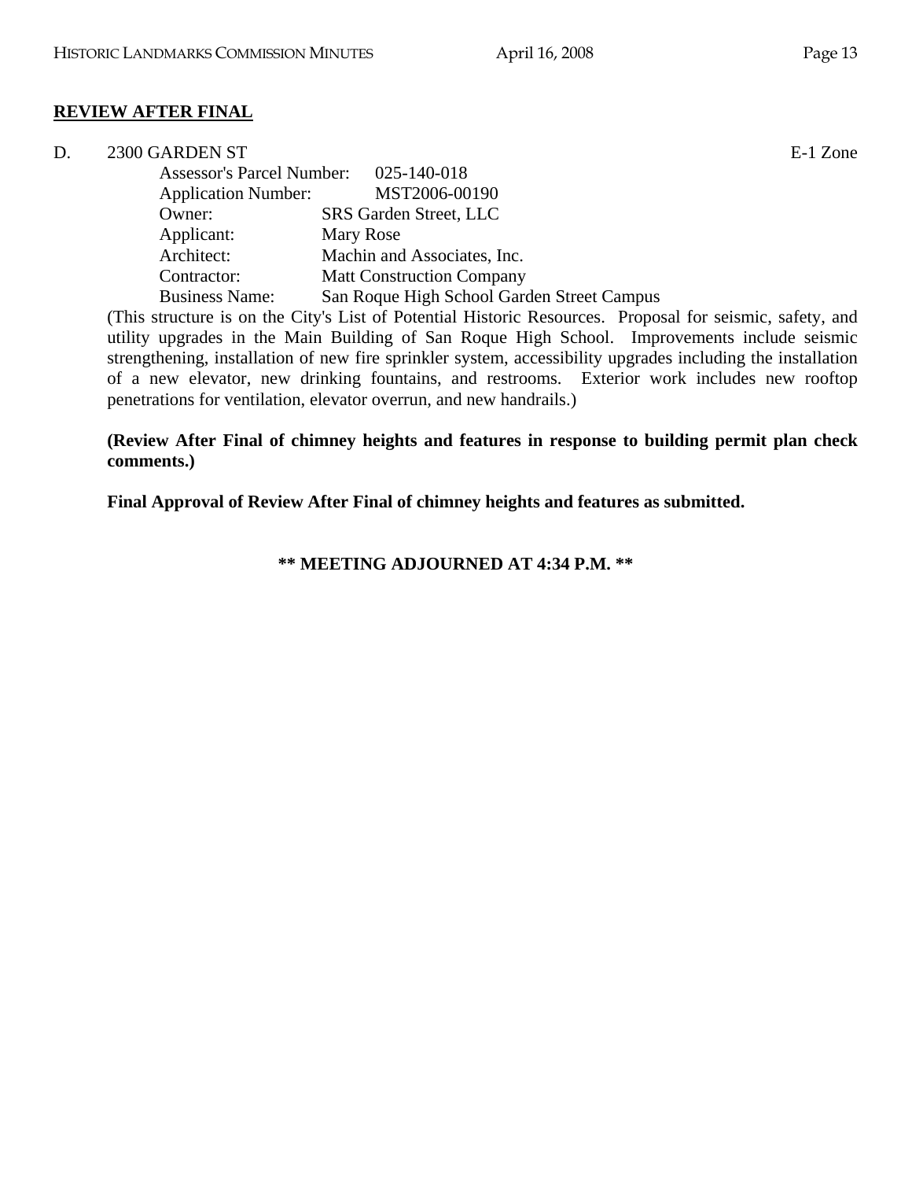**REVIEW AFTER FINAL**

D. 2300 GARDEN ST E-1 Zone

Assessor's Parcel Number: 025-140-018
Application Number: MST2006-00190
Owner: SRS Garden Street, LLC
Applicant: Mary Rose
Architect: Machin and Associates, Inc.
Contractor: Matt Construction Company
Business Name: San Roque High School Garden Street Campus

(This structure is on the City's List of Potential Historic Resources. Proposal for seismic, safety, and utility upgrades in the Main Building of San Roque High School. Improvements include seismic strengthening, installation of new fire sprinkler system, accessibility upgrades including the installation of a new elevator, new drinking fountains, and restrooms. Exterior work includes new rooftop penetrations for ventilation, elevator overrun, and new handrails.)

**(Review After Final of chimney heights and features in response to building permit plan check comments.)**

**Final Approval of Review After Final of chimney heights and features as submitted.**

**\*\* MEETING ADJOURNED AT 4:34 P.M. \*\***